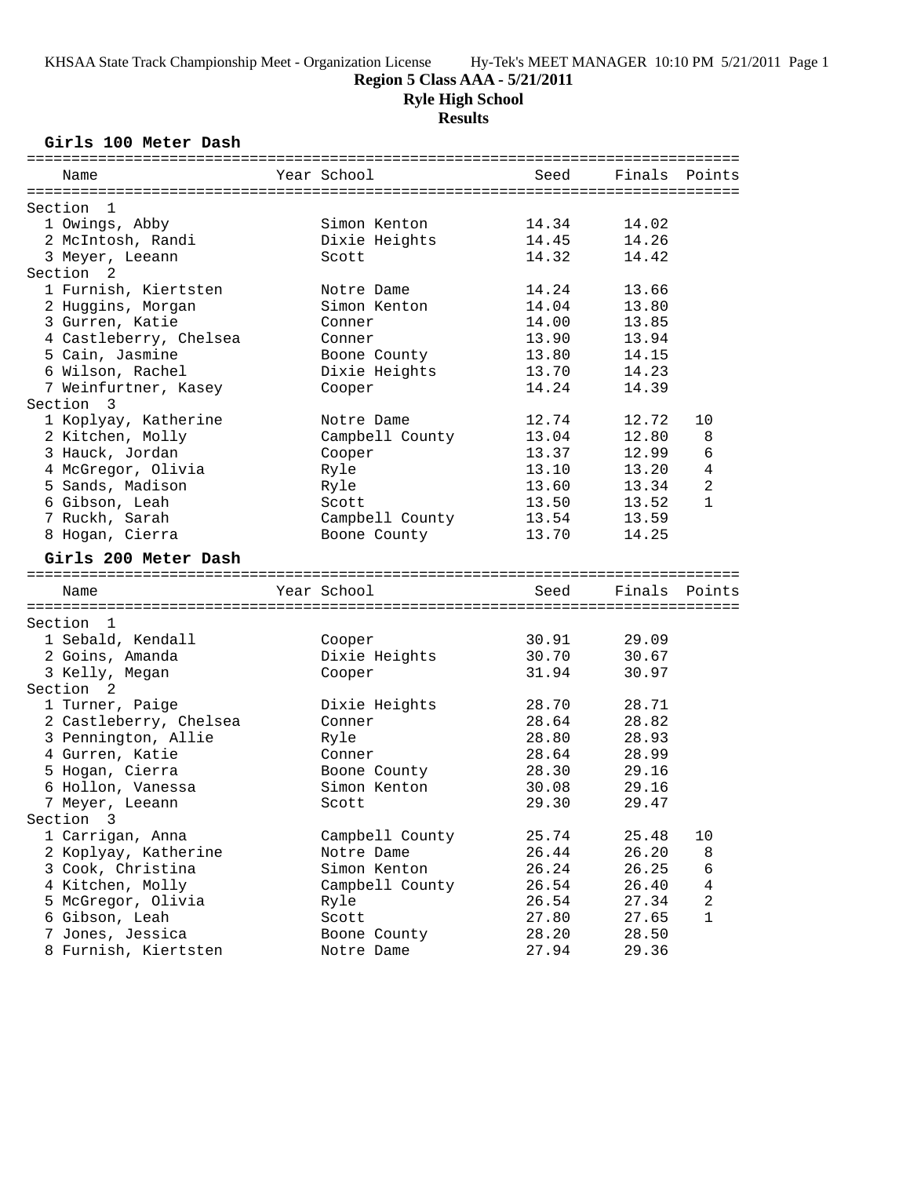# Region 5 Class AAA - 5/21/2011

## Ryle High School

### Results

### Girls 100 Meter Dash

| Name | Year | School | Seed | Finals | Points |
|---|---|---|---|---|---|
| **Section 1** | | | | | |
| 1 Owings, Abby | | Simon Kenton | 14.34 | 14.02 | |
| 2 McIntosh, Randi | | Dixie Heights | 14.45 | 14.26 | |
| 3 Meyer, Leeann | | Scott | 14.32 | 14.42 | |
| **Section 2** | | | | | |
| 1 Furnish, Kiertsten | | Notre Dame | 14.24 | 13.66 | |
| 2 Huggins, Morgan | | Simon Kenton | 14.04 | 13.80 | |
| 3 Gurren, Katie | | Conner | 14.00 | 13.85 | |
| 4 Castleberry, Chelsea | | Conner | 13.90 | 13.94 | |
| 5 Cain, Jasmine | | Boone County | 13.80 | 14.15 | |
| 6 Wilson, Rachel | | Dixie Heights | 13.70 | 14.23 | |
| 7 Weinfurtner, Kasey | | Cooper | 14.24 | 14.39 | |
| **Section 3** | | | | | |
| 1 Koplyay, Katherine | | Notre Dame | 12.74 | 12.72 | 10 |
| 2 Kitchen, Molly | | Campbell County | 13.04 | 12.80 | 8 |
| 3 Hauck, Jordan | | Cooper | 13.37 | 12.99 | 6 |
| 4 McGregor, Olivia | | Ryle | 13.10 | 13.20 | 4 |
| 5 Sands, Madison | | Ryle | 13.60 | 13.34 | 2 |
| 6 Gibson, Leah | | Scott | 13.50 | 13.52 | 1 |
| 7 Ruckh, Sarah | | Campbell County | 13.54 | 13.59 | |
| 8 Hogan, Cierra | | Boone County | 13.70 | 14.25 | |

### Girls 200 Meter Dash

| Name | Year | School | Seed | Finals | Points |
|---|---|---|---|---|---|
| **Section 1** | | | | | |
| 1 Sebald, Kendall | | Cooper | 30.91 | 29.09 | |
| 2 Goins, Amanda | | Dixie Heights | 30.70 | 30.67 | |
| 3 Kelly, Megan | | Cooper | 31.94 | 30.97 | |
| **Section 2** | | | | | |
| 1 Turner, Paige | | Dixie Heights | 28.70 | 28.71 | |
| 2 Castleberry, Chelsea | | Conner | 28.64 | 28.82 | |
| 3 Pennington, Allie | | Ryle | 28.80 | 28.93 | |
| 4 Gurren, Katie | | Conner | 28.64 | 28.99 | |
| 5 Hogan, Cierra | | Boone County | 28.30 | 29.16 | |
| 6 Hollon, Vanessa | | Simon Kenton | 30.08 | 29.16 | |
| 7 Meyer, Leeann | | Scott | 29.30 | 29.47 | |
| **Section 3** | | | | | |
| 1 Carrigan, Anna | | Campbell County | 25.74 | 25.48 | 10 |
| 2 Koplyay, Katherine | | Notre Dame | 26.44 | 26.20 | 8 |
| 3 Cook, Christina | | Simon Kenton | 26.24 | 26.25 | 6 |
| 4 Kitchen, Molly | | Campbell County | 26.54 | 26.40 | 4 |
| 5 McGregor, Olivia | | Ryle | 26.54 | 27.34 | 2 |
| 6 Gibson, Leah | | Scott | 27.80 | 27.65 | 1 |
| 7 Jones, Jessica | | Boone County | 28.20 | 28.50 | |
| 8 Furnish, Kiertsten | | Notre Dame | 27.94 | 29.36 | |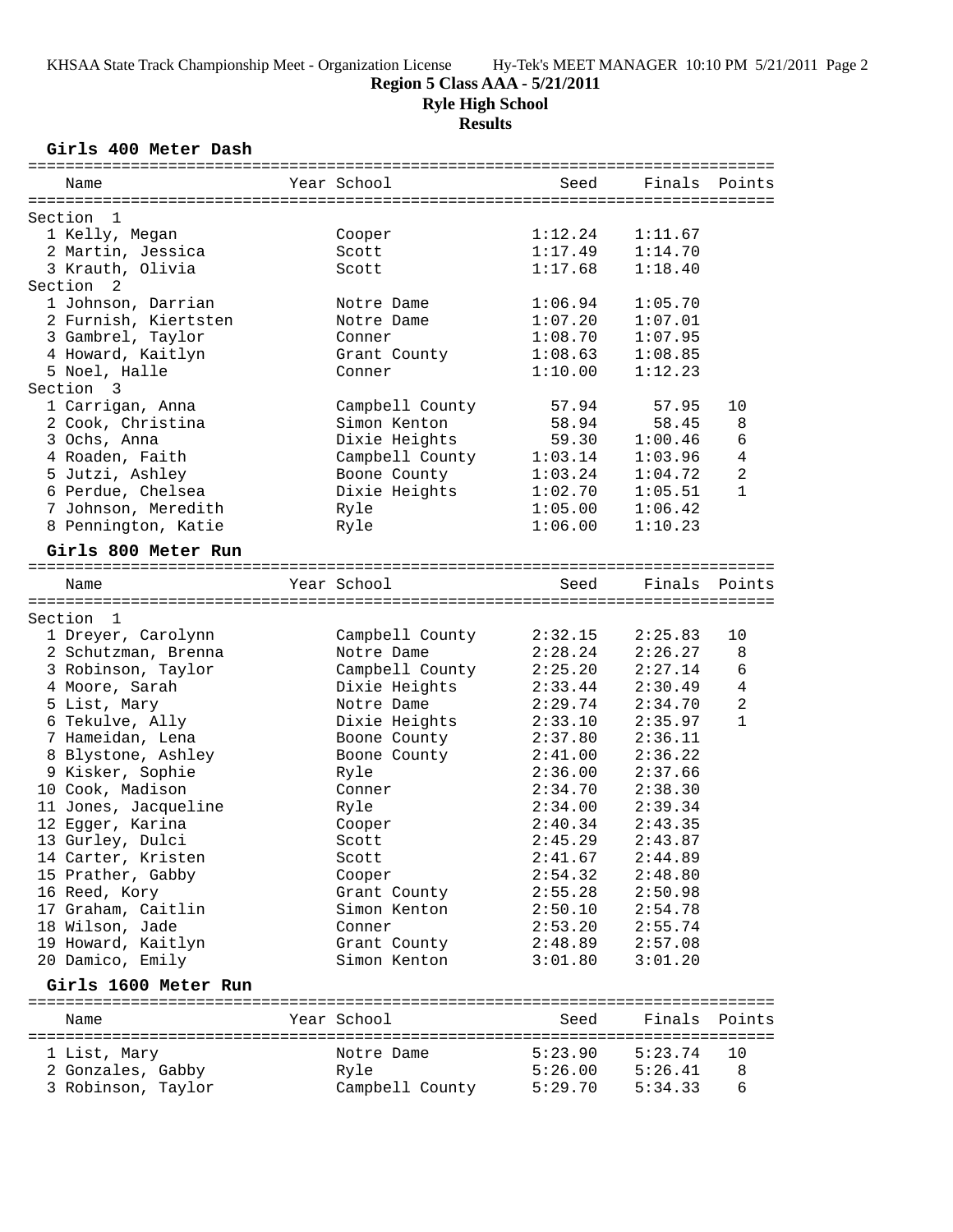**Region 5 Class AAA - 5/21/2011**

**Ryle High School**

**Results**

### Girls 400 Meter Dash

| | Name | Year | School | Seed | Finals | Points |
|---|---|---|---|---|---|---|
| **Section 1** | | | | | | |
| 1 | Kelly, Megan | | Cooper | 1:12.24 | 1:11.67 | |
| 2 | Martin, Jessica | | Scott | 1:17.49 | 1:14.70 | |
| 3 | Krauth, Olivia | | Scott | 1:17.68 | 1:18.40 | |
| **Section 2** | | | | | | |
| 1 | Johnson, Darrian | | Notre Dame | 1:06.94 | 1:05.70 | |
| 2 | Furnish, Kiertsten | | Notre Dame | 1:07.20 | 1:07.01 | |
| 3 | Gambrel, Taylor | | Conner | 1:08.70 | 1:07.95 | |
| 4 | Howard, Kaitlyn | | Grant County | 1:08.63 | 1:08.85 | |
| 5 | Noel, Halle | | Conner | 1:10.00 | 1:12.23 | |
| **Section 3** | | | | | | |
| 1 | Carrigan, Anna | | Campbell County | 57.94 | 57.95 | 10 |
| 2 | Cook, Christina | | Simon Kenton | 58.94 | 58.45 | 8 |
| 3 | Ochs, Anna | | Dixie Heights | 59.30 | 1:00.46 | 6 |
| 4 | Roaden, Faith | | Campbell County | 1:03.14 | 1:03.96 | 4 |
| 5 | Jutzi, Ashley | | Boone County | 1:03.24 | 1:04.72 | 2 |
| 6 | Perdue, Chelsea | | Dixie Heights | 1:02.70 | 1:05.51 | 1 |
| 7 | Johnson, Meredith | | Ryle | 1:05.00 | 1:06.42 | |
| 8 | Pennington, Katie | | Ryle | 1:06.00 | 1:10.23 | |

### Girls 800 Meter Run

| | Name | Year | School | Seed | Finals | Points |
|---|---|---|---|---|---|---|
| **Section 1** | | | | | | |
| 1 | Dreyer, Carolynn | | Campbell County | 2:32.15 | 2:25.83 | 10 |
| 2 | Schutzman, Brenna | | Notre Dame | 2:28.24 | 2:26.27 | 8 |
| 3 | Robinson, Taylor | | Campbell County | 2:25.20 | 2:27.14 | 6 |
| 4 | Moore, Sarah | | Dixie Heights | 2:33.44 | 2:30.49 | 4 |
| 5 | List, Mary | | Notre Dame | 2:29.74 | 2:34.70 | 2 |
| 6 | Tekulve, Ally | | Dixie Heights | 2:33.10 | 2:35.97 | 1 |
| 7 | Hameidan, Lena | | Boone County | 2:37.80 | 2:36.11 | |
| 8 | Blystone, Ashley | | Boone County | 2:41.00 | 2:36.22 | |
| 9 | Kisker, Sophie | | Ryle | 2:36.00 | 2:37.66 | |
| 10 | Cook, Madison | | Conner | 2:34.70 | 2:38.30 | |
| 11 | Jones, Jacqueline | | Ryle | 2:34.00 | 2:39.34 | |
| 12 | Egger, Karina | | Cooper | 2:40.34 | 2:43.35 | |
| 13 | Gurley, Dulci | | Scott | 2:45.29 | 2:43.87 | |
| 14 | Carter, Kristen | | Scott | 2:41.67 | 2:44.89 | |
| 15 | Prather, Gabby | | Cooper | 2:54.32 | 2:48.80 | |
| 16 | Reed, Kory | | Grant County | 2:55.28 | 2:50.98 | |
| 17 | Graham, Caitlin | | Simon Kenton | 2:50.10 | 2:54.78 | |
| 18 | Wilson, Jade | | Conner | 2:53.20 | 2:55.74 | |
| 19 | Howard, Kaitlyn | | Grant County | 2:48.89 | 2:57.08 | |
| 20 | Damico, Emily | | Simon Kenton | 3:01.80 | 3:01.20 | |

### Girls 1600 Meter Run

| | Name | Year | School | Seed | Finals | Points |
|---|---|---|---|---|---|---|
| 1 | List, Mary | | Notre Dame | 5:23.90 | 5:23.74 | 10 |
| 2 | Gonzales, Gabby | | Ryle | 5:26.00 | 5:26.41 | 8 |
| 3 | Robinson, Taylor | | Campbell County | 5:29.70 | 5:34.33 | 6 |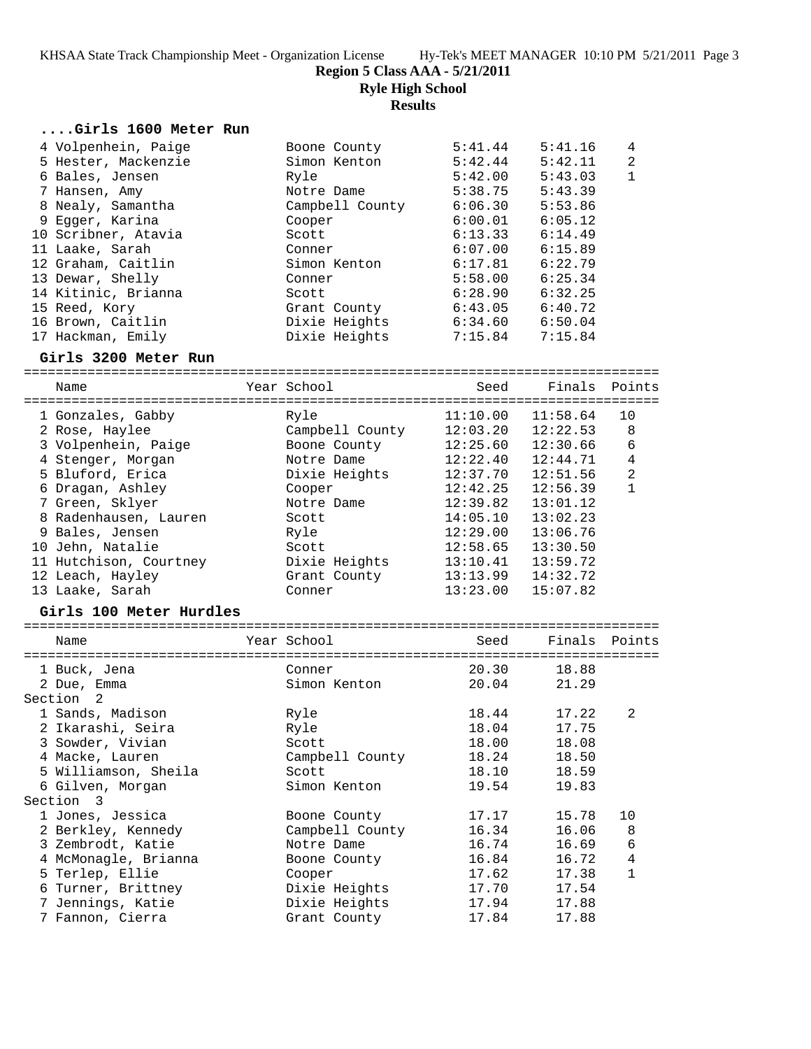**Region 5 Class AAA - 5/21/2011**

**Ryle High School**

**Results**

### ....Girls 1600 Meter Run

| Place | Name | Year | School | Seed | Finals | Points |
|---|---|---|---|---|---|---|
| 4 | Volpenhein, Paige | | Boone County | 5:41.44 | 5:41.16 | 4 |
| 5 | Hester, Mackenzie | | Simon Kenton | 5:42.44 | 5:42.11 | 2 |
| 6 | Bales, Jensen | | Ryle | 5:42.00 | 5:43.03 | 1 |
| 7 | Hansen, Amy | | Notre Dame | 5:38.75 | 5:43.39 | |
| 8 | Nealy, Samantha | | Campbell County | 6:06.30 | 5:53.86 | |
| 9 | Egger, Karina | | Cooper | 6:00.01 | 6:05.12 | |
| 10 | Scribner, Atavia | | Scott | 6:13.33 | 6:14.49 | |
| 11 | Laake, Sarah | | Conner | 6:07.00 | 6:15.89 | |
| 12 | Graham, Caitlin | | Simon Kenton | 6:17.81 | 6:22.79 | |
| 13 | Dewar, Shelly | | Conner | 5:58.00 | 6:25.34 | |
| 14 | Kitinic, Brianna | | Scott | 6:28.90 | 6:32.25 | |
| 15 | Reed, Kory | | Grant County | 6:43.05 | 6:40.72 | |
| 16 | Brown, Caitlin | | Dixie Heights | 6:34.60 | 6:50.04 | |
| 17 | Hackman, Emily | | Dixie Heights | 7:15.84 | 7:15.84 | |

### Girls 3200 Meter Run

| Place | Name | Year | School | Seed | Finals | Points |
|---|---|---|---|---|---|---|
| 1 | Gonzales, Gabby | | Ryle | 11:10.00 | 11:58.64 | 10 |
| 2 | Rose, Haylee | | Campbell County | 12:03.20 | 12:22.53 | 8 |
| 3 | Volpenhein, Paige | | Boone County | 12:25.60 | 12:30.66 | 6 |
| 4 | Stenger, Morgan | | Notre Dame | 12:22.40 | 12:44.71 | 4 |
| 5 | Bluford, Erica | | Dixie Heights | 12:37.70 | 12:51.56 | 2 |
| 6 | Dragan, Ashley | | Cooper | 12:42.25 | 12:56.39 | 1 |
| 7 | Green, Sklyer | | Notre Dame | 12:39.82 | 13:01.12 | |
| 8 | Radenhausen, Lauren | | Scott | 14:05.10 | 13:02.23 | |
| 9 | Bales, Jensen | | Ryle | 12:29.00 | 13:06.76 | |
| 10 | Jehn, Natalie | | Scott | 12:58.65 | 13:30.50 | |
| 11 | Hutchison, Courtney | | Dixie Heights | 13:10.41 | 13:59.72 | |
| 12 | Leach, Hayley | | Grant County | 13:13.99 | 14:32.72 | |
| 13 | Laake, Sarah | | Conner | 13:23.00 | 15:07.82 | |

### Girls 100 Meter Hurdles

| Place | Name | Year | School | Seed | Finals | Points |
|---|---|---|---|---|---|---|
| 1 | Buck, Jena | | Conner | 20.30 | 18.88 | |
| 2 | Due, Emma | | Simon Kenton | 20.04 | 21.29 | |
| **Section 2** | | | | | | |
| 1 | Sands, Madison | | Ryle | 18.44 | 17.22 | 2 |
| 2 | Ikarashi, Seira | | Ryle | 18.04 | 17.75 | |
| 3 | Sowder, Vivian | | Scott | 18.00 | 18.08 | |
| 4 | Macke, Lauren | | Campbell County | 18.24 | 18.50 | |
| 5 | Williamson, Sheila | | Scott | 18.10 | 18.59 | |
| 6 | Gilven, Morgan | | Simon Kenton | 19.54 | 19.83 | |
| **Section 3** | | | | | | |
| 1 | Jones, Jessica | | Boone County | 17.17 | 15.78 | 10 |
| 2 | Berkley, Kennedy | | Campbell County | 16.34 | 16.06 | 8 |
| 3 | Zembrodt, Katie | | Notre Dame | 16.74 | 16.69 | 6 |
| 4 | McMonagle, Brianna | | Boone County | 16.84 | 16.72 | 4 |
| 5 | Terlep, Ellie | | Cooper | 17.62 | 17.38 | 1 |
| 6 | Turner, Brittney | | Dixie Heights | 17.70 | 17.54 | |
| 7 | Jennings, Katie | | Dixie Heights | 17.94 | 17.88 | |
| 7 | Fannon, Cierra | | Grant County | 17.84 | 17.88 | |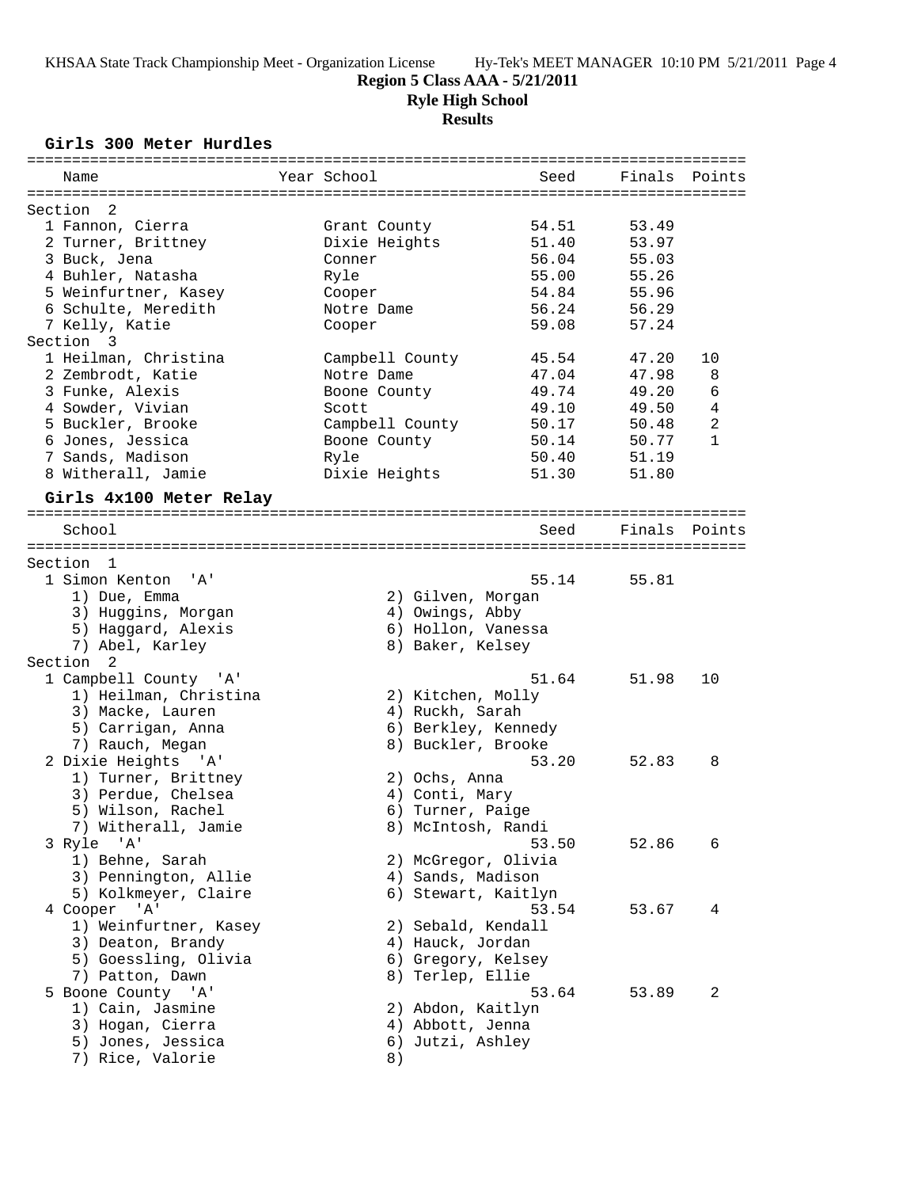**Region 5 Class AAA - 5/21/2011**

**Ryle High School**

**Results**

### Girls 300 Meter Hurdles

| Name | Year | School | Seed | Finals | Points |
|---|---|---|---|---|---|
| **Section 2** | | | | | |
| 1 Fannon, Cierra | | Grant County | 54.51 | 53.49 | |
| 2 Turner, Brittney | | Dixie Heights | 51.40 | 53.97 | |
| 3 Buck, Jena | | Conner | 56.04 | 55.03 | |
| 4 Buhler, Natasha | | Ryle | 55.00 | 55.26 | |
| 5 Weinfurtner, Kasey | | Cooper | 54.84 | 55.96 | |
| 6 Schulte, Meredith | | Notre Dame | 56.24 | 56.29 | |
| 7 Kelly, Katie | | Cooper | 59.08 | 57.24 | |
| **Section 3** | | | | | |
| 1 Heilman, Christina | | Campbell County | 45.54 | 47.20 | 10 |
| 2 Zembrodt, Katie | | Notre Dame | 47.04 | 47.98 | 8 |
| 3 Funke, Alexis | | Boone County | 49.74 | 49.20 | 6 |
| 4 Sowder, Vivian | | Scott | 49.10 | 49.50 | 4 |
| 5 Buckler, Brooke | | Campbell County | 50.17 | 50.48 | 2 |
| 6 Jones, Jessica | | Boone County | 50.14 | 50.77 | 1 |
| 7 Sands, Madison | | Ryle | 50.40 | 51.19 | |
| 8 Witherall, Jamie | | Dixie Heights | 51.30 | 51.80 | |

### Girls 4x100 Meter Relay

| School | Seed | Finals | Points |
|---|---|---|---|
| **Section 1** | | | |
| 1 Simon Kenton 'A' | 55.14 | 55.81 | |
| 1) Due, Emma; 2) Gilven, Morgan; 3) Huggins, Morgan; 4) Owings, Abby; 5) Haggard, Alexis; 6) Hollon, Vanessa; 7) Abel, Karley; 8) Baker, Kelsey | | | |
| **Section 2** | | | |
| 1 Campbell County 'A' | 51.64 | 51.98 | 10 |
| 1) Heilman, Christina; 2) Kitchen, Molly; 3) Macke, Lauren; 4) Ruckh, Sarah; 5) Carrigan, Anna; 6) Berkley, Kennedy; 7) Rauch, Megan; 8) Buckler, Brooke | | | |
| 2 Dixie Heights 'A' | 53.20 | 52.83 | 8 |
| 1) Turner, Brittney; 2) Ochs, Anna; 3) Perdue, Chelsea; 4) Conti, Mary; 5) Wilson, Rachel; 6) Turner, Paige; 7) Witherall, Jamie; 8) McIntosh, Randi | | | |
| 3 Ryle 'A' | 53.50 | 52.86 | 6 |
| 1) Behne, Sarah; 2) McGregor, Olivia; 3) Pennington, Allie; 4) Sands, Madison; 5) Kolkmeyer, Claire; 6) Stewart, Kaitlyn | | | |
| 4 Cooper 'A' | 53.54 | 53.67 | 4 |
| 1) Weinfurtner, Kasey; 2) Sebald, Kendall; 3) Deaton, Brandy; 4) Hauck, Jordan; 5) Goessling, Olivia; 6) Gregory, Kelsey; 7) Patton, Dawn; 8) Terlep, Ellie | | | |
| 5 Boone County 'A' | 53.64 | 53.89 | 2 |
| 1) Cain, Jasmine; 2) Abdon, Kaitlyn; 3) Hogan, Cierra; 4) Abbott, Jenna; 5) Jones, Jessica; 6) Jutzi, Ashley; 7) Rice, Valorie; 8) | | | |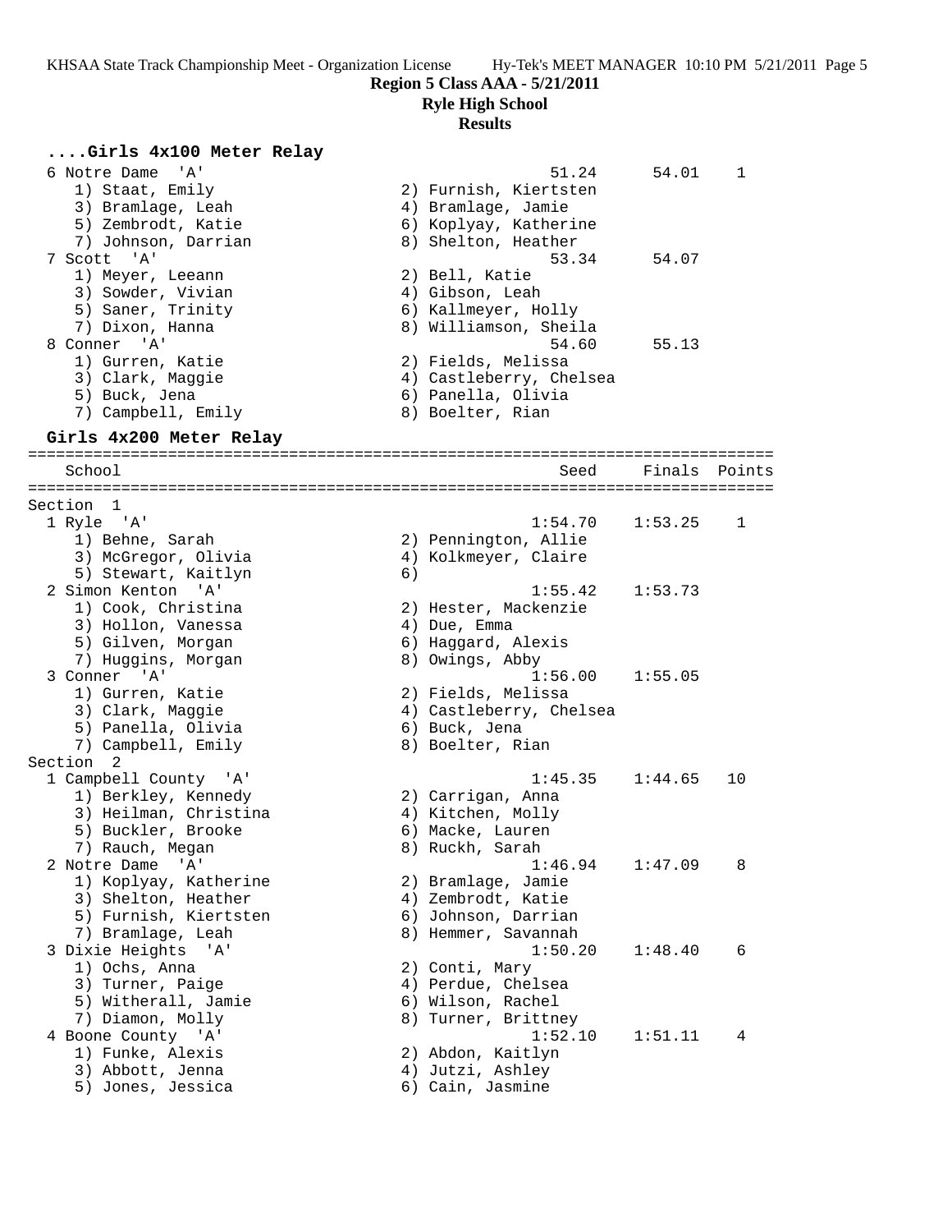## Region 5 Class AAA - 5/21/2011
## Ryle High School
## Results

### ....Girls 4x100 Meter Relay

```
  6 Notre Dame  'A'                                    51.24      54.01    1
     1) Staat, Emily                    2) Furnish, Kiertsten
     3) Bramlage, Leah                  4) Bramlage, Jamie
     5) Zembrodt, Katie                 6) Koplyay, Katherine
     7) Johnson, Darrian                8) Shelton, Heather
  7 Scott  'A'                                         53.34      54.07
     1) Meyer, Leeann                   2) Bell, Katie
     3) Sowder, Vivian                  4) Gibson, Leah
     5) Saner, Trinity                  6) Kallmeyer, Holly
     7) Dixon, Hanna                    8) Williamson, Sheila
  8 Conner  'A'                                        54.60      55.13
     1) Gurren, Katie                   2) Fields, Melissa
     3) Clark, Maggie                   4) Castleberry, Chelsea
     5) Buck, Jena                      6) Panella, Olivia
     7) Campbell, Emily                 8) Boelter, Rian
```

### Girls 4x200 Meter Relay

```
================================================================================
    School                                               Seed    Finals  Points
================================================================================
Section  1
  1 Ryle  'A'                                         1:54.70    1:53.25    1
     1) Behne, Sarah                    2) Pennington, Allie
     3) McGregor, Olivia                4) Kolkmeyer, Claire
     5) Stewart, Kaitlyn                6)
  2 Simon Kenton  'A'                                 1:55.42    1:53.73
     1) Cook, Christina                 2) Hester, Mackenzie
     3) Hollon, Vanessa                 4) Due, Emma
     5) Gilven, Morgan                  6) Haggard, Alexis
     7) Huggins, Morgan                 8) Owings, Abby
  3 Conner  'A'                                       1:56.00    1:55.05
     1) Gurren, Katie                   2) Fields, Melissa
     3) Clark, Maggie                   4) Castleberry, Chelsea
     5) Panella, Olivia                 6) Buck, Jena
     7) Campbell, Emily                 8) Boelter, Rian
Section  2
  1 Campbell County  'A'                              1:45.35    1:44.65   10
     1) Berkley, Kennedy                2) Carrigan, Anna
     3) Heilman, Christina              4) Kitchen, Molly
     5) Buckler, Brooke                 6) Macke, Lauren
     7) Rauch, Megan                    8) Ruckh, Sarah
  2 Notre Dame  'A'                                   1:46.94    1:47.09    8
     1) Koplyay, Katherine              2) Bramlage, Jamie
     3) Shelton, Heather                4) Zembrodt, Katie
     5) Furnish, Kiertsten              6) Johnson, Darrian
     7) Bramlage, Leah                  8) Hemmer, Savannah
  3 Dixie Heights  'A'                                1:50.20    1:48.40    6
     1) Ochs, Anna                      2) Conti, Mary
     3) Turner, Paige                   4) Perdue, Chelsea
     5) Witherall, Jamie                6) Wilson, Rachel
     7) Diamon, Molly                   8) Turner, Brittney
  4 Boone County  'A'                                 1:52.10    1:51.11    4
     1) Funke, Alexis                   2) Abdon, Kaitlyn
     3) Abbott, Jenna                   4) Jutzi, Ashley
     5) Jones, Jessica                  6) Cain, Jasmine
```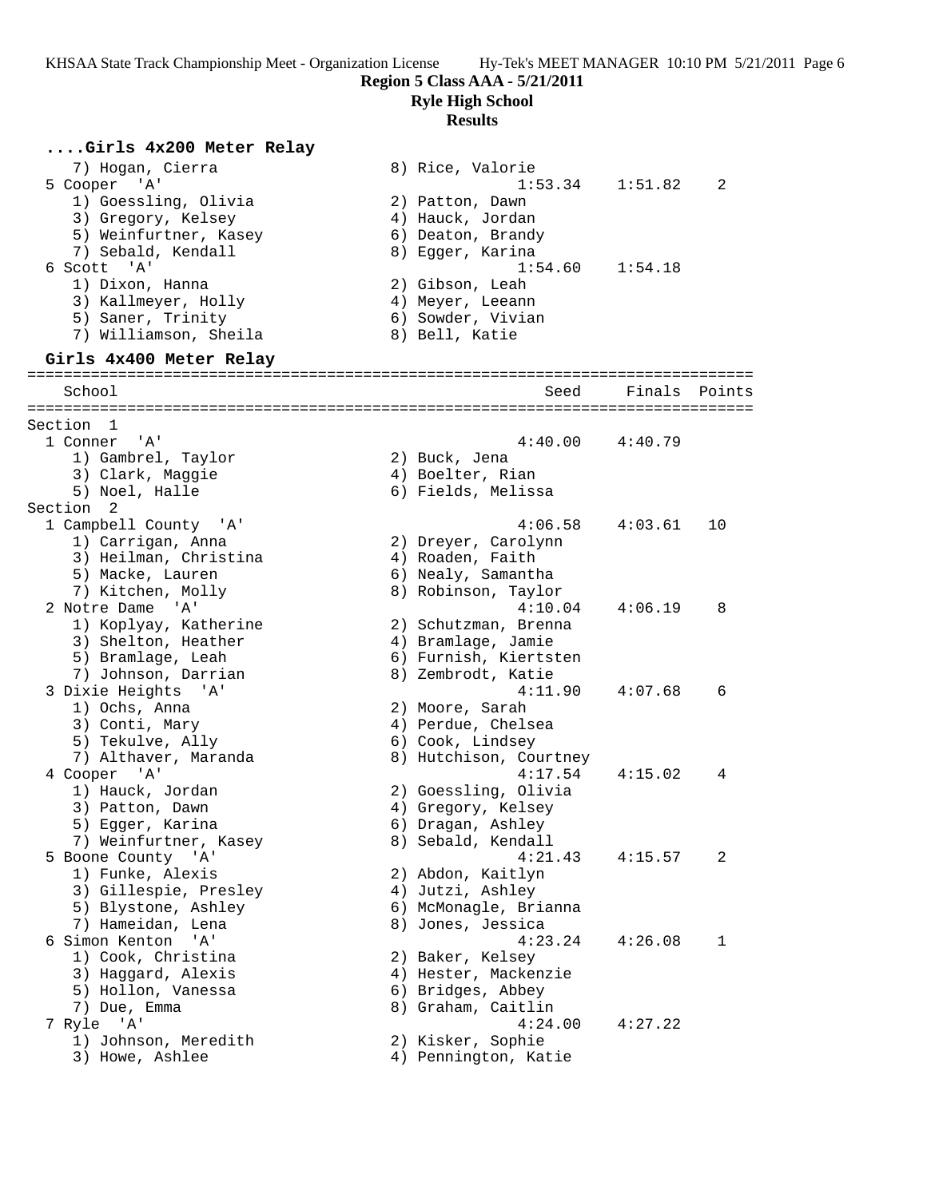**Region 5 Class AAA - 5/21/2011**

**Ryle High School**

**Results**

### ....Girls 4x200 Meter Relay

```
    7) Hogan, Cierra                    8) Rice, Valorie
  5 Cooper  'A'                                1:53.34    1:51.82    2
    1) Goessling, Olivia                2) Patton, Dawn
    3) Gregory, Kelsey                  4) Hauck, Jordan
    5) Weinfurtner, Kasey               6) Deaton, Brandy
    7) Sebald, Kendall                  8) Egger, Karina
  6 Scott  'A'                                 1:54.60    1:54.18
    1) Dixon, Hanna                     2) Gibson, Leah
    3) Kallmeyer, Holly                 4) Meyer, Leeann
    5) Saner, Trinity                   6) Sowder, Vivian
    7) Williamson, Sheila               8) Bell, Katie
```

### Girls 4x400 Meter Relay

```
================================================================================
    School                                         Seed     Finals  Points
================================================================================
Section  1
  1 Conner  'A'                                4:40.00    4:40.79
    1) Gambrel, Taylor                  2) Buck, Jena
    3) Clark, Maggie                    4) Boelter, Rian
    5) Noel, Halle                      6) Fields, Melissa
Section  2
  1 Campbell County  'A'                       4:06.58    4:03.61   10
    1) Carrigan, Anna                   2) Dreyer, Carolynn
    3) Heilman, Christina               4) Roaden, Faith
    5) Macke, Lauren                    6) Nealy, Samantha
    7) Kitchen, Molly                   8) Robinson, Taylor
  2 Notre Dame  'A'                            4:10.04    4:06.19    8
    1) Koplyay, Katherine               2) Schutzman, Brenna
    3) Shelton, Heather                 4) Bramlage, Jamie
    5) Bramlage, Leah                   6) Furnish, Kiertsten
    7) Johnson, Darrian                 8) Zembrodt, Katie
  3 Dixie Heights  'A'                         4:11.90    4:07.68    6
    1) Ochs, Anna                       2) Moore, Sarah
    3) Conti, Mary                      4) Perdue, Chelsea
    5) Tekulve, Ally                    6) Cook, Lindsey
    7) Althaver, Maranda                8) Hutchison, Courtney
  4 Cooper  'A'                                4:17.54    4:15.02    4
    1) Hauck, Jordan                    2) Goessling, Olivia
    3) Patton, Dawn                     4) Gregory, Kelsey
    5) Egger, Karina                    6) Dragan, Ashley
    7) Weinfurtner, Kasey               8) Sebald, Kendall
  5 Boone County  'A'                          4:21.43    4:15.57    2
    1) Funke, Alexis                    2) Abdon, Kaitlyn
    3) Gillespie, Presley               4) Jutzi, Ashley
    5) Blystone, Ashley                 6) McMonagle, Brianna
    7) Hameidan, Lena                   8) Jones, Jessica
  6 Simon Kenton  'A'                          4:23.24    4:26.08    1
    1) Cook, Christina                  2) Baker, Kelsey
    3) Haggard, Alexis                  4) Hester, Mackenzie
    5) Hollon, Vanessa                  6) Bridges, Abbey
    7) Due, Emma                        8) Graham, Caitlin
  7 Ryle  'A'                                  4:24.00    4:27.22
    1) Johnson, Meredith                2) Kisker, Sophie
    3) Howe, Ashlee                     4) Pennington, Katie
```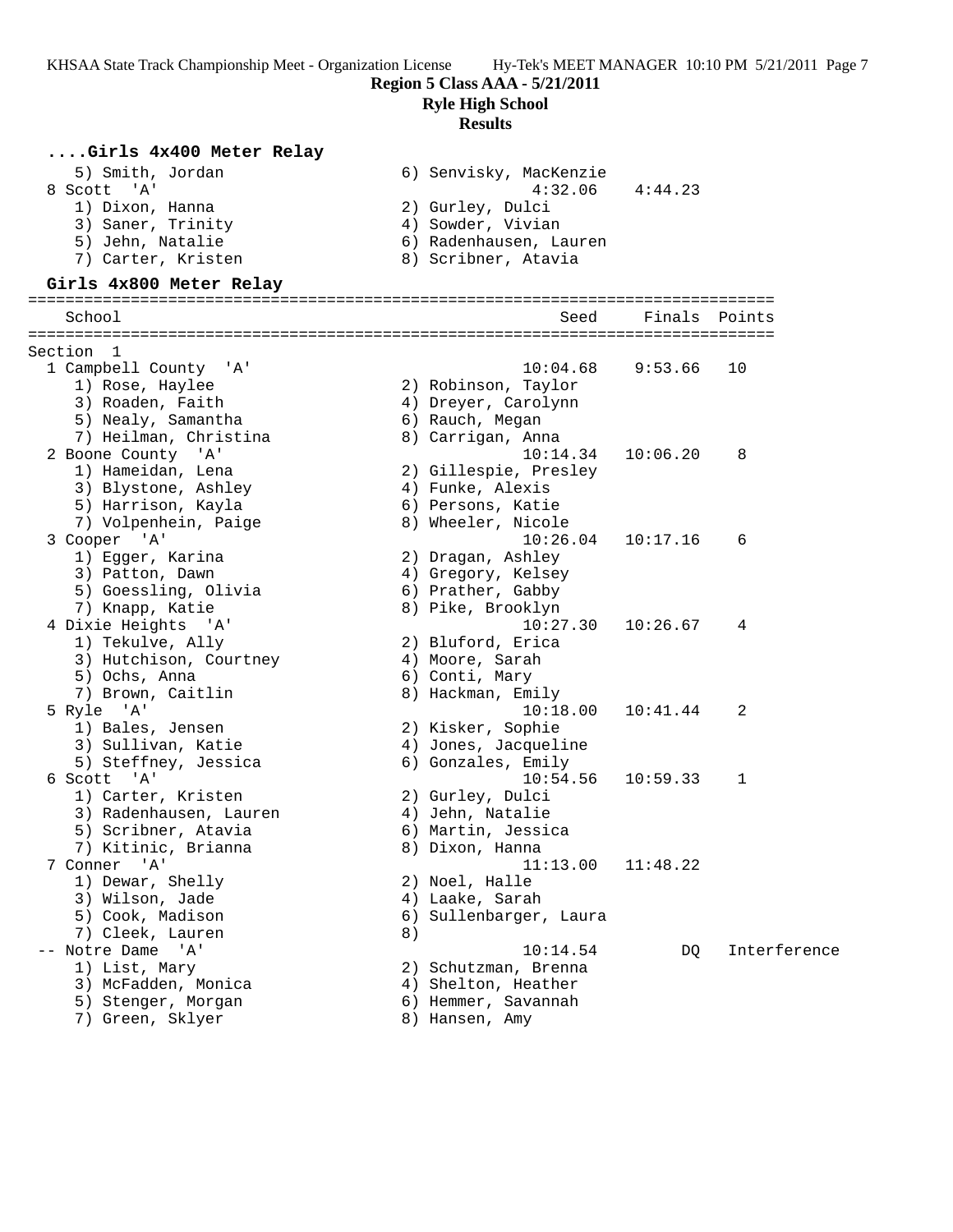## Region 5 Class AAA - 5/21/2011

### Ryle High School

### Results

**....Girls 4x400 Meter Relay**

```
    5) Smith, Jordan                  6) Senvisky, MacKenzie
  8 Scott  'A'                                4:32.06    4:44.23
    1) Dixon, Hanna                   2) Gurley, Dulci
    3) Saner, Trinity                 4) Sowder, Vivian
    5) Jehn, Natalie                  6) Radenhausen, Lauren
    7) Carter, Kristen                8) Scribner, Atavia
```

**Girls 4x800 Meter Relay**

```
================================================================================
    School                                         Seed     Finals  Points
================================================================================
Section  1
  1 Campbell County  'A'                       10:04.68    9:53.66   10
    1) Rose, Haylee                   2) Robinson, Taylor
    3) Roaden, Faith                  4) Dreyer, Carolynn
    5) Nealy, Samantha                6) Rauch, Megan
    7) Heilman, Christina             8) Carrigan, Anna
  2 Boone County  'A'                          10:14.34   10:06.20    8
    1) Hameidan, Lena                 2) Gillespie, Presley
    3) Blystone, Ashley               4) Funke, Alexis
    5) Harrison, Kayla                6) Persons, Katie
    7) Volpenhein, Paige              8) Wheeler, Nicole
  3 Cooper  'A'                                10:26.04   10:17.16    6
    1) Egger, Karina                  2) Dragan, Ashley
    3) Patton, Dawn                   4) Gregory, Kelsey
    5) Goessling, Olivia              6) Prather, Gabby
    7) Knapp, Katie                   8) Pike, Brooklyn
  4 Dixie Heights  'A'                         10:27.30   10:26.67    4
    1) Tekulve, Ally                  2) Bluford, Erica
    3) Hutchison, Courtney            4) Moore, Sarah
    5) Ochs, Anna                     6) Conti, Mary
    7) Brown, Caitlin                 8) Hackman, Emily
  5 Ryle  'A'                                  10:18.00   10:41.44    2
    1) Bales, Jensen                  2) Kisker, Sophie
    3) Sullivan, Katie                4) Jones, Jacqueline
    5) Steffney, Jessica              6) Gonzales, Emily
  6 Scott  'A'                                 10:54.56   10:59.33    1
    1) Carter, Kristen                2) Gurley, Dulci
    3) Radenhausen, Lauren            4) Jehn, Natalie
    5) Scribner, Atavia               6) Martin, Jessica
    7) Kitinic, Brianna               8) Dixon, Hanna
  7 Conner  'A'                                11:13.00   11:48.22
    1) Dewar, Shelly                  2) Noel, Halle
    3) Wilson, Jade                   4) Laake, Sarah
    5) Cook, Madison                  6) Sullenbarger, Laura
    7) Cleek, Lauren                  8)
 -- Notre Dame  'A'                            10:14.54         DQ   Interference
    1) List, Mary                     2) Schutzman, Brenna
    3) McFadden, Monica               4) Shelton, Heather
    5) Stenger, Morgan                6) Hemmer, Savannah
    7) Green, Sklyer                  8) Hansen, Amy
```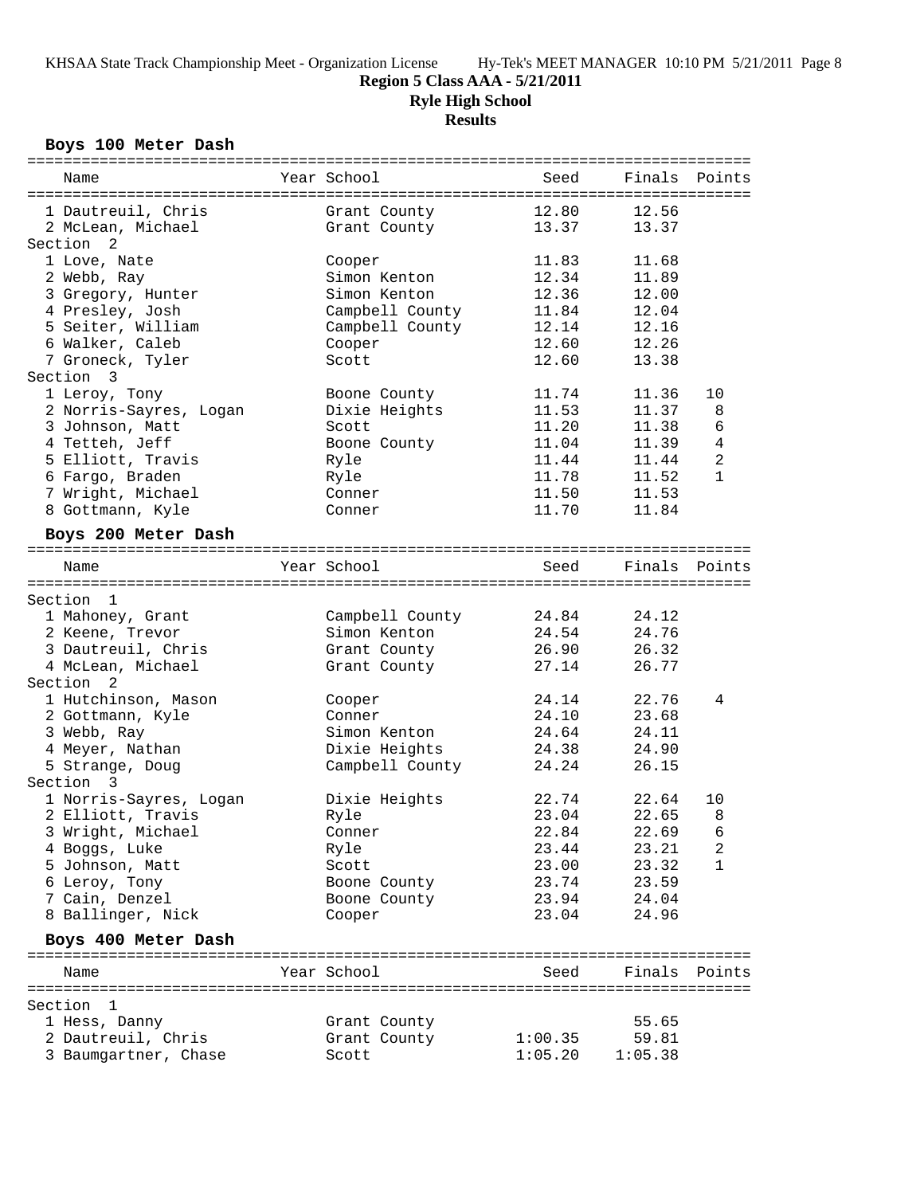**Region 5 Class AAA - 5/21/2011**

**Ryle High School**

**Results**

### Boys 100 Meter Dash

| Name | Year | School | Seed | Finals | Points |
|---|---|---|---|---|---|
| 1 Dautreuil, Chris | | Grant County | 12.80 | 12.56 | |
| 2 McLean, Michael | | Grant County | 13.37 | 13.37 | |
| **Section 2** | | | | | |
| 1 Love, Nate | | Cooper | 11.83 | 11.68 | |
| 2 Webb, Ray | | Simon Kenton | 12.34 | 11.89 | |
| 3 Gregory, Hunter | | Simon Kenton | 12.36 | 12.00 | |
| 4 Presley, Josh | | Campbell County | 11.84 | 12.04 | |
| 5 Seiter, William | | Campbell County | 12.14 | 12.16 | |
| 6 Walker, Caleb | | Cooper | 12.60 | 12.26 | |
| 7 Groneck, Tyler | | Scott | 12.60 | 13.38 | |
| **Section 3** | | | | | |
| 1 Leroy, Tony | | Boone County | 11.74 | 11.36 | 10 |
| 2 Norris-Sayres, Logan | | Dixie Heights | 11.53 | 11.37 | 8 |
| 3 Johnson, Matt | | Scott | 11.20 | 11.38 | 6 |
| 4 Tetteh, Jeff | | Boone County | 11.04 | 11.39 | 4 |
| 5 Elliott, Travis | | Ryle | 11.44 | 11.44 | 2 |
| 6 Fargo, Braden | | Ryle | 11.78 | 11.52 | 1 |
| 7 Wright, Michael | | Conner | 11.50 | 11.53 | |
| 8 Gottmann, Kyle | | Conner | 11.70 | 11.84 | |

### Boys 200 Meter Dash

| Name | Year | School | Seed | Finals | Points |
|---|---|---|---|---|---|
| **Section 1** | | | | | |
| 1 Mahoney, Grant | | Campbell County | 24.84 | 24.12 | |
| 2 Keene, Trevor | | Simon Kenton | 24.54 | 24.76 | |
| 3 Dautreuil, Chris | | Grant County | 26.90 | 26.32 | |
| 4 McLean, Michael | | Grant County | 27.14 | 26.77 | |
| **Section 2** | | | | | |
| 1 Hutchinson, Mason | | Cooper | 24.14 | 22.76 | 4 |
| 2 Gottmann, Kyle | | Conner | 24.10 | 23.68 | |
| 3 Webb, Ray | | Simon Kenton | 24.64 | 24.11 | |
| 4 Meyer, Nathan | | Dixie Heights | 24.38 | 24.90 | |
| 5 Strange, Doug | | Campbell County | 24.24 | 26.15 | |
| **Section 3** | | | | | |
| 1 Norris-Sayres, Logan | | Dixie Heights | 22.74 | 22.64 | 10 |
| 2 Elliott, Travis | | Ryle | 23.04 | 22.65 | 8 |
| 3 Wright, Michael | | Conner | 22.84 | 22.69 | 6 |
| 4 Boggs, Luke | | Ryle | 23.44 | 23.21 | 2 |
| 5 Johnson, Matt | | Scott | 23.00 | 23.32 | 1 |
| 6 Leroy, Tony | | Boone County | 23.74 | 23.59 | |
| 7 Cain, Denzel | | Boone County | 23.94 | 24.04 | |
| 8 Ballinger, Nick | | Cooper | 23.04 | 24.96 | |

### Boys 400 Meter Dash

| Name | Year | School | Seed | Finals | Points |
|---|---|---|---|---|---|
| **Section 1** | | | | | |
| 1 Hess, Danny | | Grant County | | 55.65 | |
| 2 Dautreuil, Chris | | Grant County | 1:00.35 | 59.81 | |
| 3 Baumgartner, Chase | | Scott | 1:05.20 | 1:05.38 | |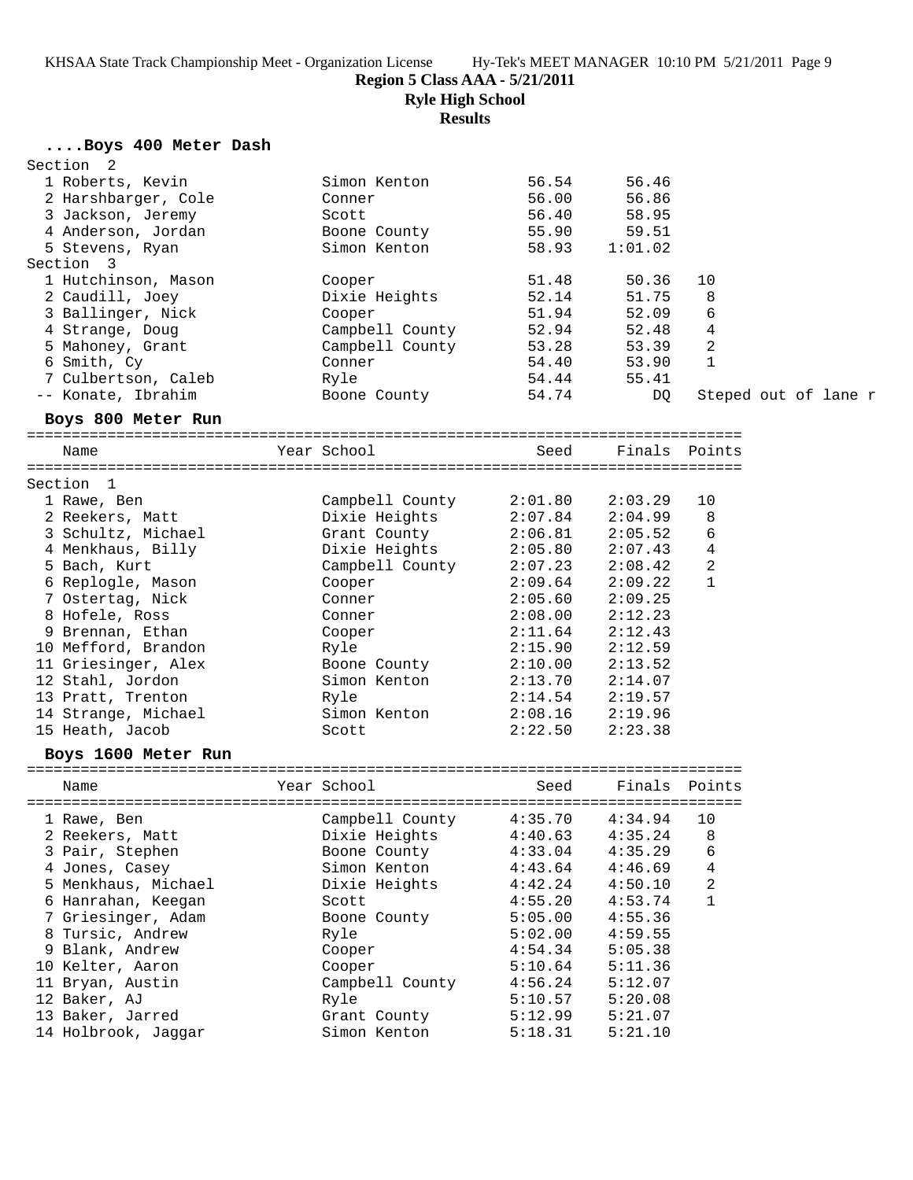**Region 5 Class AAA - 5/21/2011**

**Ryle High School**

**Results**

### ....Boys 400 Meter Dash

Section 2

| Name | Year School | Seed | Finals | Points |
|---|---|---|---|---|
| 1 Roberts, Kevin | Simon Kenton | 56.54 | 56.46 | |
| 2 Harshbarger, Cole | Conner | 56.00 | 56.86 | |
| 3 Jackson, Jeremy | Scott | 56.40 | 58.95 | |
| 4 Anderson, Jordan | Boone County | 55.90 | 59.51 | |
| 5 Stevens, Ryan | Simon Kenton | 58.93 | 1:01.02 | |

Section 3

| Name | Year School | Seed | Finals | Points |
|---|---|---|---|---|
| 1 Hutchinson, Mason | Cooper | 51.48 | 50.36 | 10 |
| 2 Caudill, Joey | Dixie Heights | 52.14 | 51.75 | 8 |
| 3 Ballinger, Nick | Cooper | 51.94 | 52.09 | 6 |
| 4 Strange, Doug | Campbell County | 52.94 | 52.48 | 4 |
| 5 Mahoney, Grant | Campbell County | 53.28 | 53.39 | 2 |
| 6 Smith, Cy | Conner | 54.40 | 53.90 | 1 |
| 7 Culbertson, Caleb | Ryle | 54.44 | 55.41 | |
| -- Konate, Ibrahim | Boone County | 54.74 | DQ | Steped out of lane r |

### Boys 800 Meter Run

Section 1

| Name | Year School | Seed | Finals | Points |
|---|---|---|---|---|
| 1 Rawe, Ben | Campbell County | 2:01.80 | 2:03.29 | 10 |
| 2 Reekers, Matt | Dixie Heights | 2:07.84 | 2:04.99 | 8 |
| 3 Schultz, Michael | Grant County | 2:06.81 | 2:05.52 | 6 |
| 4 Menkhaus, Billy | Dixie Heights | 2:05.80 | 2:07.43 | 4 |
| 5 Bach, Kurt | Campbell County | 2:07.23 | 2:08.42 | 2 |
| 6 Replogle, Mason | Cooper | 2:09.64 | 2:09.22 | 1 |
| 7 Ostertag, Nick | Conner | 2:05.60 | 2:09.25 | |
| 8 Hofele, Ross | Conner | 2:08.00 | 2:12.23 | |
| 9 Brennan, Ethan | Cooper | 2:11.64 | 2:12.43 | |
| 10 Mefford, Brandon | Ryle | 2:15.90 | 2:12.59 | |
| 11 Griesinger, Alex | Boone County | 2:10.00 | 2:13.52 | |
| 12 Stahl, Jordon | Simon Kenton | 2:13.70 | 2:14.07 | |
| 13 Pratt, Trenton | Ryle | 2:14.54 | 2:19.57 | |
| 14 Strange, Michael | Simon Kenton | 2:08.16 | 2:19.96 | |
| 15 Heath, Jacob | Scott | 2:22.50 | 2:23.38 | |

### Boys 1600 Meter Run

| Name | Year School | Seed | Finals | Points |
|---|---|---|---|---|
| 1 Rawe, Ben | Campbell County | 4:35.70 | 4:34.94 | 10 |
| 2 Reekers, Matt | Dixie Heights | 4:40.63 | 4:35.24 | 8 |
| 3 Pair, Stephen | Boone County | 4:33.04 | 4:35.29 | 6 |
| 4 Jones, Casey | Simon Kenton | 4:43.64 | 4:46.69 | 4 |
| 5 Menkhaus, Michael | Dixie Heights | 4:42.24 | 4:50.10 | 2 |
| 6 Hanrahan, Keegan | Scott | 4:55.20 | 4:53.74 | 1 |
| 7 Griesinger, Adam | Boone County | 5:05.00 | 4:55.36 | |
| 8 Tursic, Andrew | Ryle | 5:02.00 | 4:59.55 | |
| 9 Blank, Andrew | Cooper | 4:54.34 | 5:05.38 | |
| 10 Kelter, Aaron | Cooper | 5:10.64 | 5:11.36 | |
| 11 Bryan, Austin | Campbell County | 4:56.24 | 5:12.07 | |
| 12 Baker, AJ | Ryle | 5:10.57 | 5:20.08 | |
| 13 Baker, Jarred | Grant County | 5:12.99 | 5:21.07 | |
| 14 Holbrook, Jaggar | Simon Kenton | 5:18.31 | 5:21.10 | |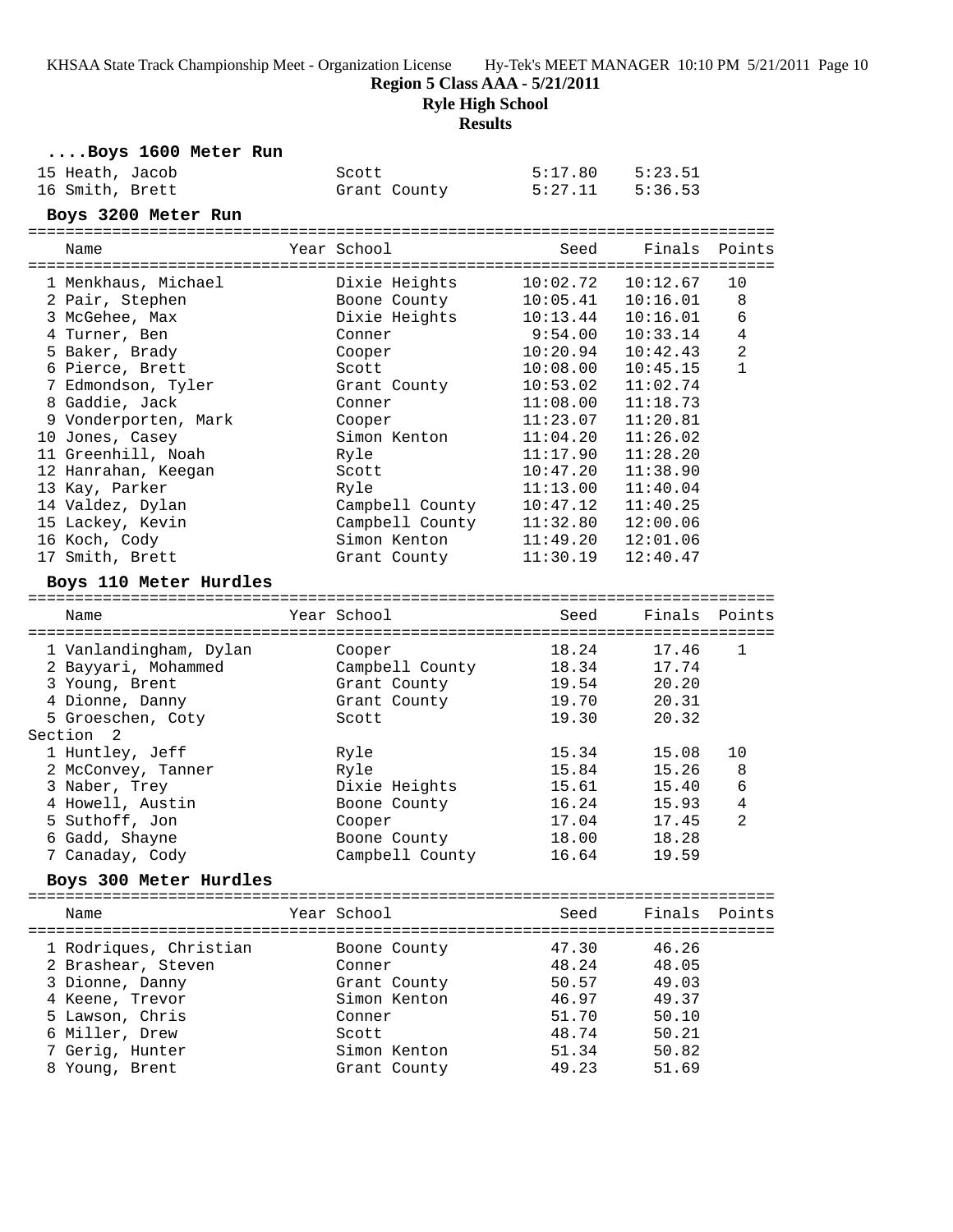**Region 5 Class AAA - 5/21/2011**

**Ryle High School**

**Results**

### ....Boys 1600 Meter Run

| Name | Year School | Seed | Finals | Points |
|---|---|---|---|---|
| 15 Heath, Jacob | Scott | 5:17.80 | 5:23.51 | |
| 16 Smith, Brett | Grant County | 5:27.11 | 5:36.53 | |

### Boys 3200 Meter Run

| Name | Year School | Seed | Finals | Points |
|---|---|---|---|---|
| 1 Menkhaus, Michael | Dixie Heights | 10:02.72 | 10:12.67 | 10 |
| 2 Pair, Stephen | Boone County | 10:05.41 | 10:16.01 | 8 |
| 3 McGehee, Max | Dixie Heights | 10:13.44 | 10:16.01 | 6 |
| 4 Turner, Ben | Conner | 9:54.00 | 10:33.14 | 4 |
| 5 Baker, Brady | Cooper | 10:20.94 | 10:42.43 | 2 |
| 6 Pierce, Brett | Scott | 10:08.00 | 10:45.15 | 1 |
| 7 Edmondson, Tyler | Grant County | 10:53.02 | 11:02.74 | |
| 8 Gaddie, Jack | Conner | 11:08.00 | 11:18.73 | |
| 9 Vonderporten, Mark | Cooper | 11:23.07 | 11:20.81 | |
| 10 Jones, Casey | Simon Kenton | 11:04.20 | 11:26.02 | |
| 11 Greenhill, Noah | Ryle | 11:17.90 | 11:28.20 | |
| 12 Hanrahan, Keegan | Scott | 10:47.20 | 11:38.90 | |
| 13 Kay, Parker | Ryle | 11:13.00 | 11:40.04 | |
| 14 Valdez, Dylan | Campbell County | 10:47.12 | 11:40.25 | |
| 15 Lackey, Kevin | Campbell County | 11:32.80 | 12:00.06 | |
| 16 Koch, Cody | Simon Kenton | 11:49.20 | 12:01.06 | |
| 17 Smith, Brett | Grant County | 11:30.19 | 12:40.47 | |

### Boys 110 Meter Hurdles

| Name | Year School | Seed | Finals | Points |
|---|---|---|---|---|
| 1 Vanlandingham, Dylan | Cooper | 18.24 | 17.46 | 1 |
| 2 Bayyari, Mohammed | Campbell County | 18.34 | 17.74 | |
| 3 Young, Brent | Grant County | 19.54 | 20.20 | |
| 4 Dionne, Danny | Grant County | 19.70 | 20.31 | |
| 5 Groeschen, Coty | Scott | 19.30 | 20.32 | |
| **Section 2** | | | | |
| 1 Huntley, Jeff | Ryle | 15.34 | 15.08 | 10 |
| 2 McConvey, Tanner | Ryle | 15.84 | 15.26 | 8 |
| 3 Naber, Trey | Dixie Heights | 15.61 | 15.40 | 6 |
| 4 Howell, Austin | Boone County | 16.24 | 15.93 | 4 |
| 5 Suthoff, Jon | Cooper | 17.04 | 17.45 | 2 |
| 6 Gadd, Shayne | Boone County | 18.00 | 18.28 | |
| 7 Canaday, Cody | Campbell County | 16.64 | 19.59 | |

### Boys 300 Meter Hurdles

| Name | Year School | Seed | Finals | Points |
|---|---|---|---|---|
| 1 Rodriques, Christian | Boone County | 47.30 | 46.26 | |
| 2 Brashear, Steven | Conner | 48.24 | 48.05 | |
| 3 Dionne, Danny | Grant County | 50.57 | 49.03 | |
| 4 Keene, Trevor | Simon Kenton | 46.97 | 49.37 | |
| 5 Lawson, Chris | Conner | 51.70 | 50.10 | |
| 6 Miller, Drew | Scott | 48.74 | 50.21 | |
| 7 Gerig, Hunter | Simon Kenton | 51.34 | 50.82 | |
| 8 Young, Brent | Grant County | 49.23 | 51.69 | |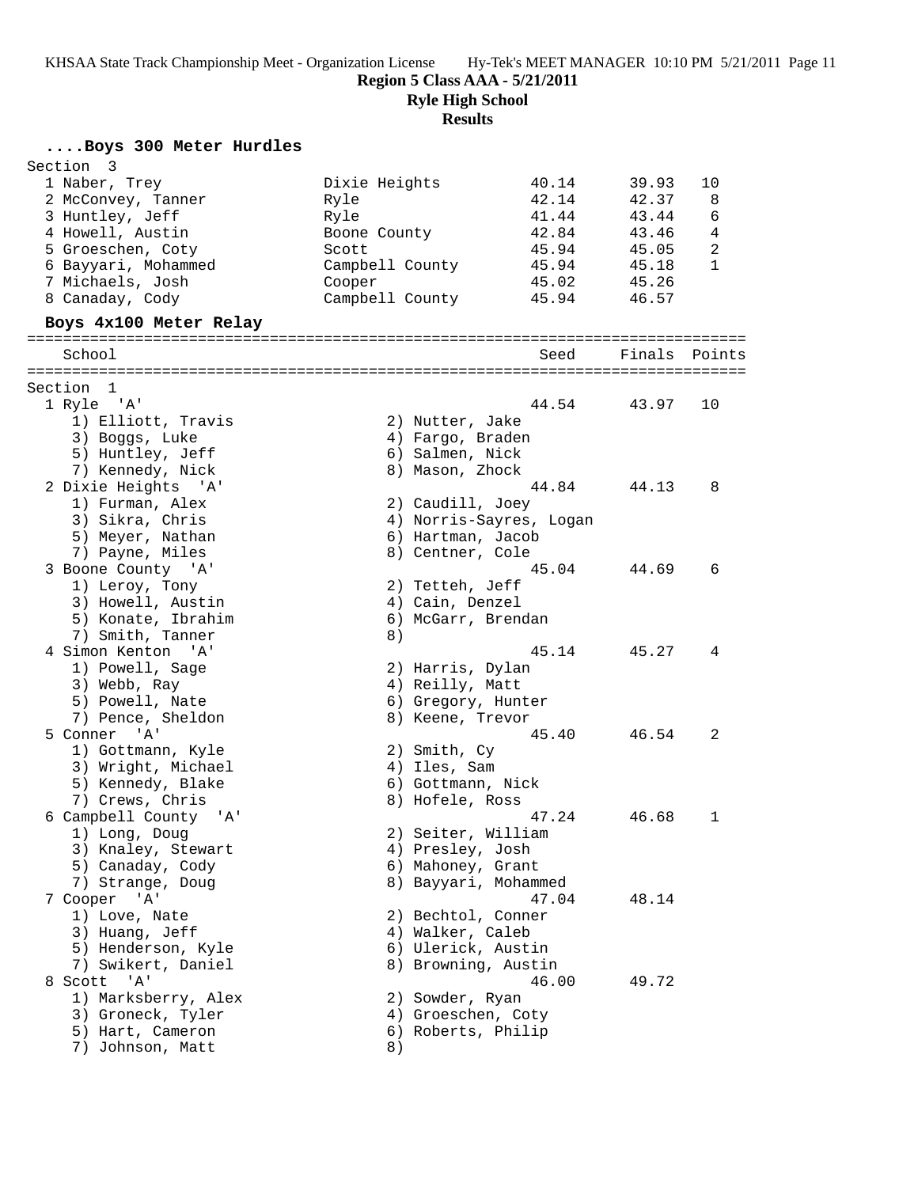**Region 5 Class AAA - 5/21/2011**
**Ryle High School**
**Results**

### ....Boys 300 Meter Hurdles

Section 3

| Place | Name | School | Seed | Finals | Points |
|---|---|---|---|---|---|
| 1 | Naber, Trey | Dixie Heights | 40.14 | 39.93 | 10 |
| 2 | McConvey, Tanner | Ryle | 42.14 | 42.37 | 8 |
| 3 | Huntley, Jeff | Ryle | 41.44 | 43.44 | 6 |
| 4 | Howell, Austin | Boone County | 42.84 | 43.46 | 4 |
| 5 | Groeschen, Coty | Scott | 45.94 | 45.05 | 2 |
| 6 | Bayyari, Mohammed | Campbell County | 45.94 | 45.18 | 1 |
| 7 | Michaels, Josh | Cooper | 45.02 | 45.26 | |
| 8 | Canaday, Cody | Campbell County | 45.94 | 46.57 | |

### Boys 4x100 Meter Relay

| Place | School | Seed | Finals | Points |
|---|---|---|---|---|
| | Section 1 | | | |
| 1 | Ryle 'A' | 44.54 | 43.97 | 10 |
| | 1) Elliott, Travis 2) Nutter, Jake 3) Boggs, Luke 4) Fargo, Braden 5) Huntley, Jeff 6) Salmen, Nick 7) Kennedy, Nick 8) Mason, Zhock | | | |
| 2 | Dixie Heights 'A' | 44.84 | 44.13 | 8 |
| | 1) Furman, Alex 2) Caudill, Joey 3) Sikra, Chris 4) Norris-Sayres, Logan 5) Meyer, Nathan 6) Hartman, Jacob 7) Payne, Miles 8) Centner, Cole | | | |
| 3 | Boone County 'A' | 45.04 | 44.69 | 6 |
| | 1) Leroy, Tony 2) Tetteh, Jeff 3) Howell, Austin 4) Cain, Denzel 5) Konate, Ibrahim 6) McGarr, Brendan 7) Smith, Tanner 8) | | | |
| 4 | Simon Kenton 'A' | 45.14 | 45.27 | 4 |
| | 1) Powell, Sage 2) Harris, Dylan 3) Webb, Ray 4) Reilly, Matt 5) Powell, Nate 6) Gregory, Hunter 7) Pence, Sheldon 8) Keene, Trevor | | | |
| 5 | Conner 'A' | 45.40 | 46.54 | 2 |
| | 1) Gottmann, Kyle 2) Smith, Cy 3) Wright, Michael 4) Iles, Sam 5) Kennedy, Blake 6) Gottmann, Nick 7) Crews, Chris 8) Hofele, Ross | | | |
| 6 | Campbell County 'A' | 47.24 | 46.68 | 1 |
| | 1) Long, Doug 2) Seiter, William 3) Knaley, Stewart 4) Presley, Josh 5) Canaday, Cody 6) Mahoney, Grant 7) Strange, Doug 8) Bayyari, Mohammed | | | |
| 7 | Cooper 'A' | 47.04 | 48.14 | |
| | 1) Love, Nate 2) Bechtol, Conner 3) Huang, Jeff 4) Walker, Caleb 5) Henderson, Kyle 6) Ulerick, Austin 7) Swikert, Daniel 8) Browning, Austin | | | |
| 8 | Scott 'A' | 46.00 | 49.72 | |
| | 1) Marksberry, Alex 2) Sowder, Ryan 3) Groneck, Tyler 4) Groeschen, Coty 5) Hart, Cameron 6) Roberts, Philip 7) Johnson, Matt 8) | | | |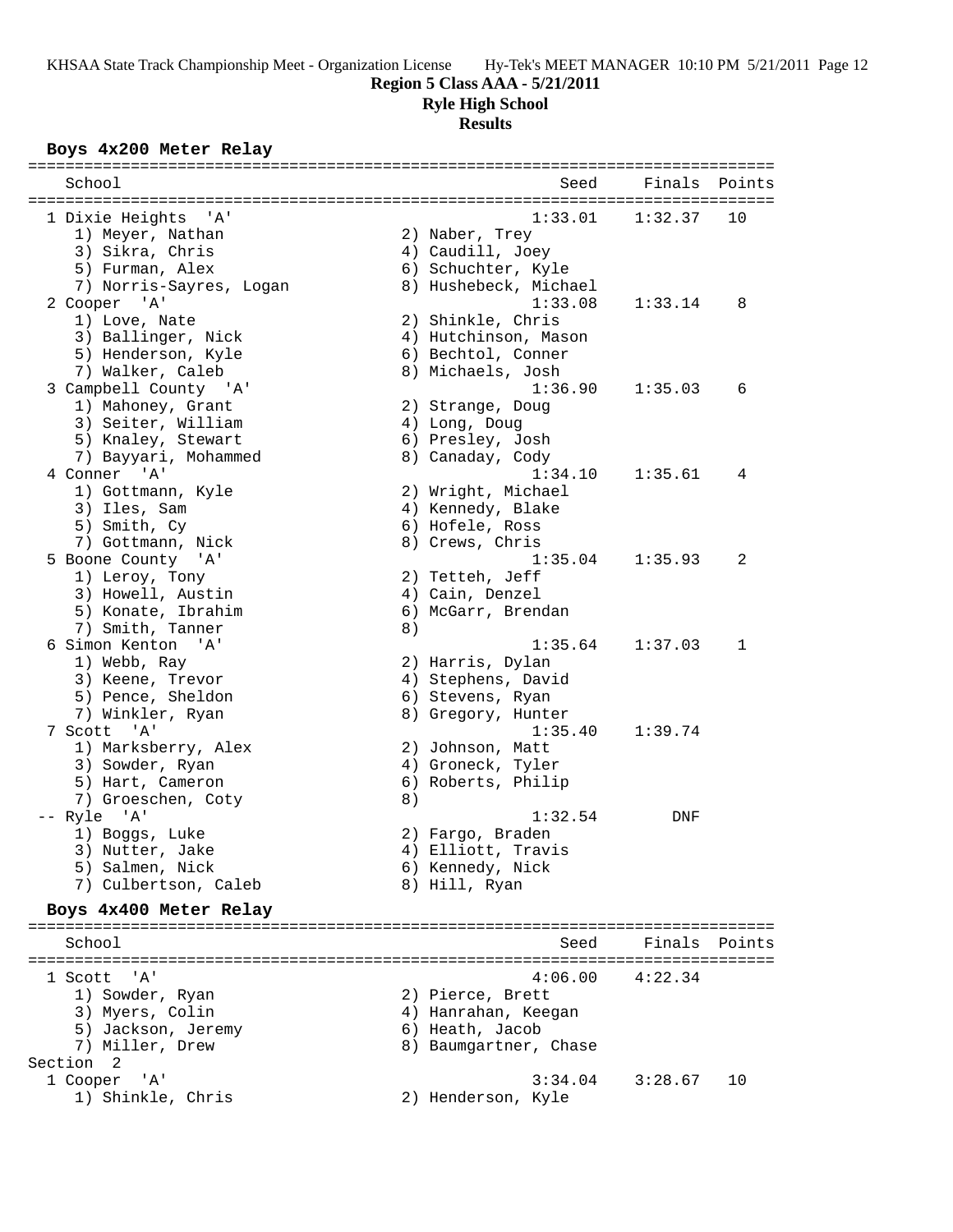**Region 5 Class AAA - 5/21/2011**

**Ryle High School**

**Results**

## Boys 4x200 Meter Relay

| School | | Seed | Finals | Points |
|---|---|---|---|---|
| 1 Dixie Heights 'A' | | 1:33.01 | 1:32.37 | 10 |
| 1) Meyer, Nathan | 2) Naber, Trey | | | |
| 3) Sikra, Chris | 4) Caudill, Joey | | | |
| 5) Furman, Alex | 6) Schuchter, Kyle | | | |
| 7) Norris-Sayres, Logan | 8) Hushebeck, Michael | | | |
| 2 Cooper 'A' | | 1:33.08 | 1:33.14 | 8 |
| 1) Love, Nate | 2) Shinkle, Chris | | | |
| 3) Ballinger, Nick | 4) Hutchinson, Mason | | | |
| 5) Henderson, Kyle | 6) Bechtol, Conner | | | |
| 7) Walker, Caleb | 8) Michaels, Josh | | | |
| 3 Campbell County 'A' | | 1:36.90 | 1:35.03 | 6 |
| 1) Mahoney, Grant | 2) Strange, Doug | | | |
| 3) Seiter, William | 4) Long, Doug | | | |
| 5) Knaley, Stewart | 6) Presley, Josh | | | |
| 7) Bayyari, Mohammed | 8) Canaday, Cody | | | |
| 4 Conner 'A' | | 1:34.10 | 1:35.61 | 4 |
| 1) Gottmann, Kyle | 2) Wright, Michael | | | |
| 3) Iles, Sam | 4) Kennedy, Blake | | | |
| 5) Smith, Cy | 6) Hofele, Ross | | | |
| 7) Gottmann, Nick | 8) Crews, Chris | | | |
| 5 Boone County 'A' | | 1:35.04 | 1:35.93 | 2 |
| 1) Leroy, Tony | 2) Tetteh, Jeff | | | |
| 3) Howell, Austin | 4) Cain, Denzel | | | |
| 5) Konate, Ibrahim | 6) McGarr, Brendan | | | |
| 7) Smith, Tanner | 8) | | | |
| 6 Simon Kenton 'A' | | 1:35.64 | 1:37.03 | 1 |
| 1) Webb, Ray | 2) Harris, Dylan | | | |
| 3) Keene, Trevor | 4) Stephens, David | | | |
| 5) Pence, Sheldon | 6) Stevens, Ryan | | | |
| 7) Winkler, Ryan | 8) Gregory, Hunter | | | |
| 7 Scott 'A' | | 1:35.40 | 1:39.74 | |
| 1) Marksberry, Alex | 2) Johnson, Matt | | | |
| 3) Sowder, Ryan | 4) Groneck, Tyler | | | |
| 5) Hart, Cameron | 6) Roberts, Philip | | | |
| 7) Groeschen, Coty | 8) | | | |
| -- Ryle 'A' | | 1:32.54 | DNF | |
| 1) Boggs, Luke | 2) Fargo, Braden | | | |
| 3) Nutter, Jake | 4) Elliott, Travis | | | |
| 5) Salmen, Nick | 6) Kennedy, Nick | | | |
| 7) Culbertson, Caleb | 8) Hill, Ryan | | | |

## Boys 4x400 Meter Relay

| School | | Seed | Finals | Points |
|---|---|---|---|---|
| 1 Scott 'A' | | 4:06.00 | 4:22.34 | |
| 1) Sowder, Ryan | 2) Pierce, Brett | | | |
| 3) Myers, Colin | 4) Hanrahan, Keegan | | | |
| 5) Jackson, Jeremy | 6) Heath, Jacob | | | |
| 7) Miller, Drew | 8) Baumgartner, Chase | | | |
| Section 2 | | | | |
| 1 Cooper 'A' | | 3:34.04 | 3:28.67 | 10 |
| 1) Shinkle, Chris | 2) Henderson, Kyle | | | |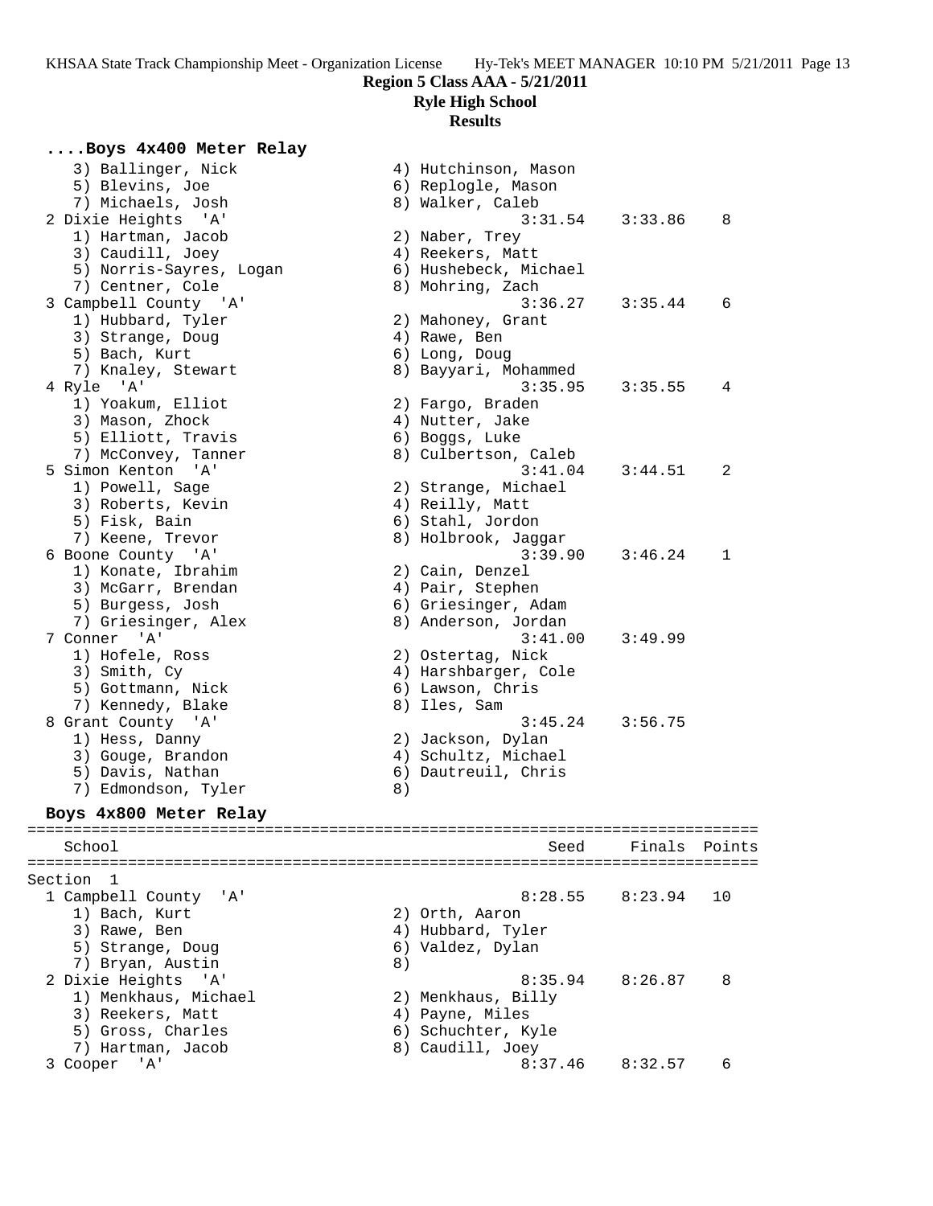## Region 5 Class AAA - 5/21/2011

### Ryle High School

### Results

**....Boys 4x400 Meter Relay**

```
   3) Ballinger, Nick                4) Hutchinson, Mason
   5) Blevins, Joe                   6) Replogle, Mason
   7) Michaels, Josh                 8) Walker, Caleb
 2 Dixie Heights  'A'                          3:31.54    3:33.86    8
   1) Hartman, Jacob                 2) Naber, Trey
   3) Caudill, Joey                  4) Reekers, Matt
   5) Norris-Sayres, Logan           6) Hushebeck, Michael
   7) Centner, Cole                  8) Mohring, Zach
 3 Campbell County  'A'                        3:36.27    3:35.44    6
   1) Hubbard, Tyler                 2) Mahoney, Grant
   3) Strange, Doug                  4) Rawe, Ben
   5) Bach, Kurt                     6) Long, Doug
   7) Knaley, Stewart                8) Bayyari, Mohammed
 4 Ryle  'A'                                   3:35.95    3:35.55    4
   1) Yoakum, Elliot                 2) Fargo, Braden
   3) Mason, Zhock                   4) Nutter, Jake
   5) Elliott, Travis                6) Boggs, Luke
   7) McConvey, Tanner               8) Culbertson, Caleb
 5 Simon Kenton  'A'                           3:41.04    3:44.51    2
   1) Powell, Sage                   2) Strange, Michael
   3) Roberts, Kevin                 4) Reilly, Matt
   5) Fisk, Bain                     6) Stahl, Jordon
   7) Keene, Trevor                  8) Holbrook, Jaggar
 6 Boone County  'A'                           3:39.90    3:46.24    1
   1) Konate, Ibrahim                2) Cain, Denzel
   3) McGarr, Brendan                4) Pair, Stephen
   5) Burgess, Josh                  6) Griesinger, Adam
   7) Griesinger, Alex               8) Anderson, Jordan
 7 Conner  'A'                                 3:41.00    3:49.99
   1) Hofele, Ross                   2) Ostertag, Nick
   3) Smith, Cy                      4) Harshbarger, Cole
   5) Gottmann, Nick                 6) Lawson, Chris
   7) Kennedy, Blake                 8) Iles, Sam
 8 Grant County  'A'                           3:45.24    3:56.75
   1) Hess, Danny                    2) Jackson, Dylan
   3) Gouge, Brandon                 4) Schultz, Michael
   5) Davis, Nathan                  6) Dautreuil, Chris
   7) Edmondson, Tyler               8)
```

**Boys 4x800 Meter Relay**

```
================================================================================
    School                                        Seed     Finals  Points
================================================================================
Section  1
  1 Campbell County  'A'                       8:28.55    8:23.94   10
     1) Bach, Kurt                     2) Orth, Aaron
     3) Rawe, Ben                      4) Hubbard, Tyler
     5) Strange, Doug                  6) Valdez, Dylan
     7) Bryan, Austin                  8)
  2 Dixie Heights  'A'                         8:35.94    8:26.87    8
     1) Menkhaus, Michael              2) Menkhaus, Billy
     3) Reekers, Matt                  4) Payne, Miles
     5) Gross, Charles                 6) Schuchter, Kyle
     7) Hartman, Jacob                 8) Caudill, Joey
  3 Cooper  'A'                                8:37.46    8:32.57    6
```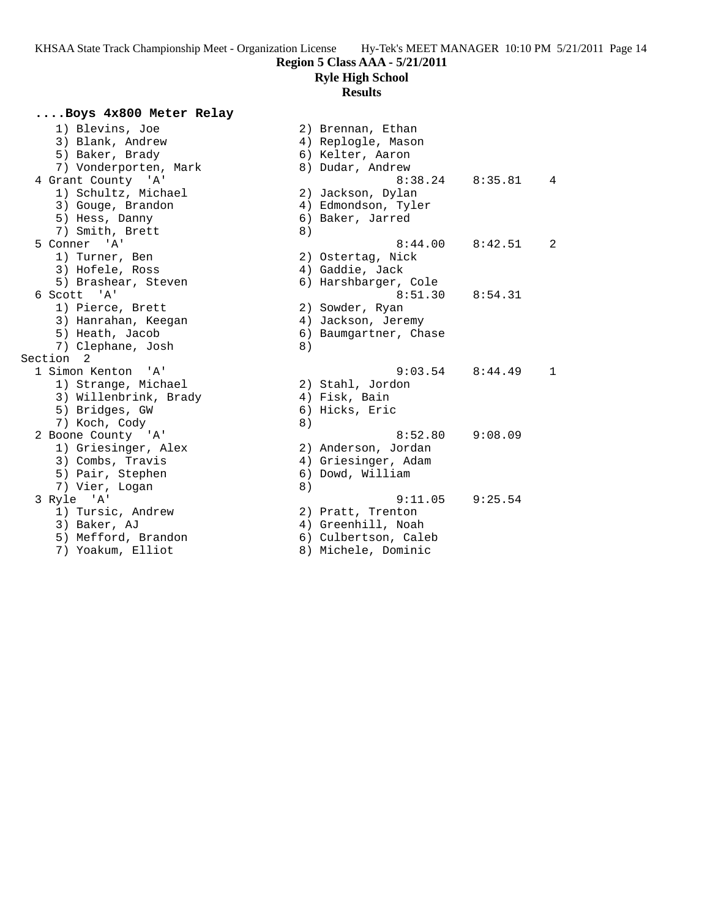**Region 5 Class AAA - 5/21/2011**

**Ryle High School**

**Results**

```
....Boys 4x800 Meter Relay
    1) Blevins, Joe                     2) Brennan, Ethan
    3) Blank, Andrew                    4) Replogle, Mason
    5) Baker, Brady                     6) Kelter, Aaron
    7) Vonderporten, Mark               8) Dudar, Andrew
  4 Grant County  'A'                             8:38.24    8:35.81    4
    1) Schultz, Michael                 2) Jackson, Dylan
    3) Gouge, Brandon                   4) Edmondson, Tyler
    5) Hess, Danny                      6) Baker, Jarred
    7) Smith, Brett                     8)
  5 Conner  'A'                                   8:44.00    8:42.51    2
    1) Turner, Ben                      2) Ostertag, Nick
    3) Hofele, Ross                     4) Gaddie, Jack
    5) Brashear, Steven                 6) Harshbarger, Cole
  6 Scott  'A'                                    8:51.30    8:54.31
    1) Pierce, Brett                    2) Sowder, Ryan
    3) Hanrahan, Keegan                 4) Jackson, Jeremy
    5) Heath, Jacob                     6) Baumgartner, Chase
    7) Clephane, Josh                   8)
Section  2
  1 Simon Kenton  'A'                             9:03.54    8:44.49    1
    1) Strange, Michael                 2) Stahl, Jordon
    3) Willenbrink, Brady               4) Fisk, Bain
    5) Bridges, GW                      6) Hicks, Eric
    7) Koch, Cody                       8)
  2 Boone County  'A'                             8:52.80    9:08.09
    1) Griesinger, Alex                 2) Anderson, Jordan
    3) Combs, Travis                    4) Griesinger, Adam
    5) Pair, Stephen                    6) Dowd, William
    7) Vier, Logan                      8)
  3 Ryle  'A'                                     9:11.05    9:25.54
    1) Tursic, Andrew                   2) Pratt, Trenton
    3) Baker, AJ                        4) Greenhill, Noah
    5) Mefford, Brandon                 6) Culbertson, Caleb
    7) Yoakum, Elliot                   8) Michele, Dominic
```